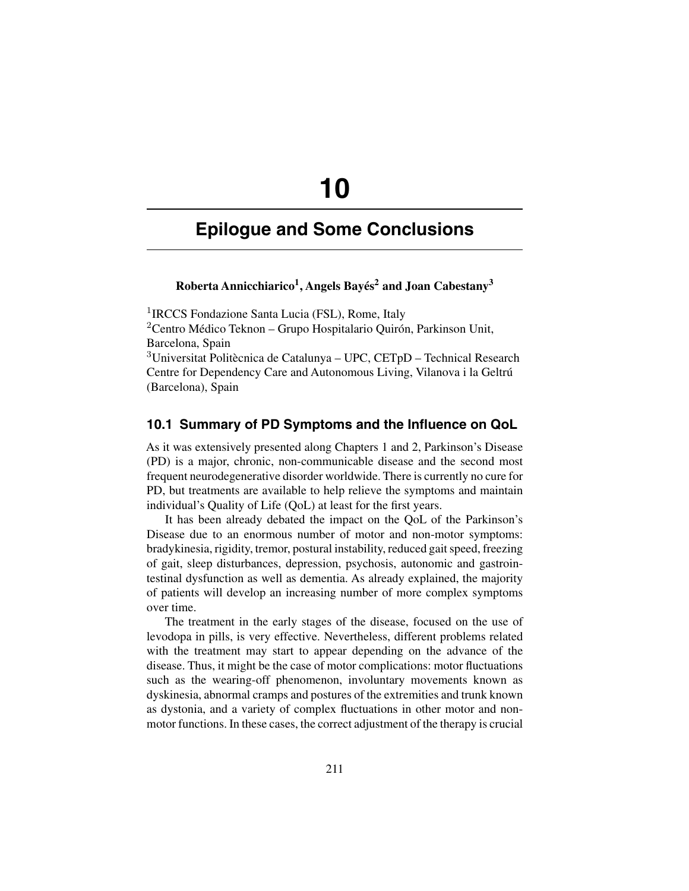# 10

# Epilogue and Some Conclusions

**Roberta Annicchiarico[1], Angels Bayés[2] and Joan Cabestany[3]**

[1]IRCCS Fondazione Santa Lucia (FSL), Rome, Italy
[2]Centro Médico Teknon – Grupo Hospitalario Quirón, Parkinson Unit, Barcelona, Spain
[3]Universitat Politècnica de Catalunya – UPC, CETpD – Technical Research Centre for Dependency Care and Autonomous Living, Vilanova i la Geltrú (Barcelona), Spain

## 10.1 Summary of PD Symptoms and the Influence on QoL

As it was extensively presented along Chapters 1 and 2, Parkinson's Disease (PD) is a major, chronic, non-communicable disease and the second most frequent neurodegenerative disorder worldwide. There is currently no cure for PD, but treatments are available to help relieve the symptoms and maintain individual's Quality of Life (QoL) at least for the first years.

It has been already debated the impact on the QoL of the Parkinson's Disease due to an enormous number of motor and non-motor symptoms: bradykinesia, rigidity, tremor, postural instability, reduced gait speed, freezing of gait, sleep disturbances, depression, psychosis, autonomic and gastrointestinal dysfunction as well as dementia. As already explained, the majority of patients will develop an increasing number of more complex symptoms over time.

The treatment in the early stages of the disease, focused on the use of levodopa in pills, is very effective. Nevertheless, different problems related with the treatment may start to appear depending on the advance of the disease. Thus, it might be the case of motor complications: motor fluctuations such as the wearing-off phenomenon, involuntary movements known as dyskinesia, abnormal cramps and postures of the extremities and trunk known as dystonia, and a variety of complex fluctuations in other motor and non-motor functions. In these cases, the correct adjustment of the therapy is crucial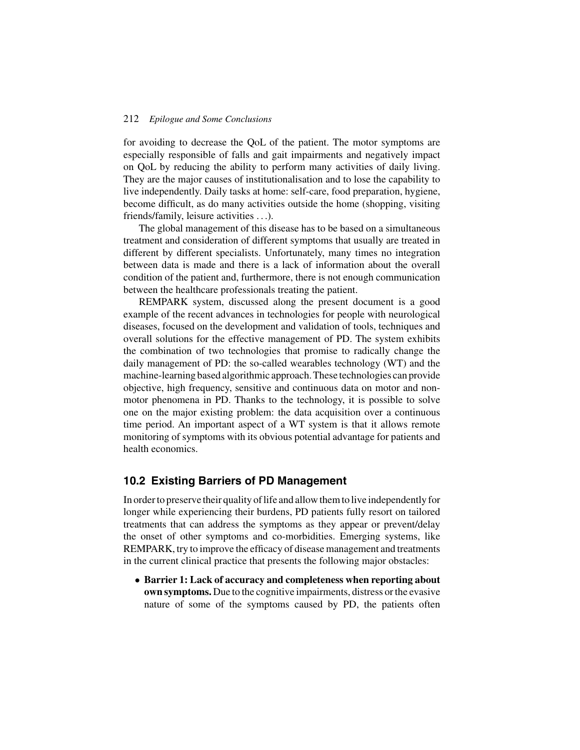for avoiding to decrease the QoL of the patient. The motor symptoms are especially responsible of falls and gait impairments and negatively impact on QoL by reducing the ability to perform many activities of daily living. They are the major causes of institutionalisation and to lose the capability to live independently. Daily tasks at home: self-care, food preparation, hygiene, become difficult, as do many activities outside the home (shopping, visiting friends/family, leisure activities . . .).

The global management of this disease has to be based on a simultaneous treatment and consideration of different symptoms that usually are treated in different by different specialists. Unfortunately, many times no integration between data is made and there is a lack of information about the overall condition of the patient and, furthermore, there is not enough communication between the healthcare professionals treating the patient.

REMPARK system, discussed along the present document is a good example of the recent advances in technologies for people with neurological diseases, focused on the development and validation of tools, techniques and overall solutions for the effective management of PD. The system exhibits the combination of two technologies that promise to radically change the daily management of PD: the so-called wearables technology (WT) and the machine-learning based algorithmic approach. These technologies can provide objective, high frequency, sensitive and continuous data on motor and non-motor phenomena in PD. Thanks to the technology, it is possible to solve one on the major existing problem: the data acquisition over a continuous time period. An important aspect of a WT system is that it allows remote monitoring of symptoms with its obvious potential advantage for patients and health economics.

## 10.2 Existing Barriers of PD Management

In order to preserve their quality of life and allow them to live independently for longer while experiencing their burdens, PD patients fully resort on tailored treatments that can address the symptoms as they appear or prevent/delay the onset of other symptoms and co-morbidities. Emerging systems, like REMPARK, try to improve the efficacy of disease management and treatments in the current clinical practice that presents the following major obstacles:

- **Barrier 1: Lack of accuracy and completeness when reporting about own symptoms.** Due to the cognitive impairments, distress or the evasive nature of some of the symptoms caused by PD, the patients often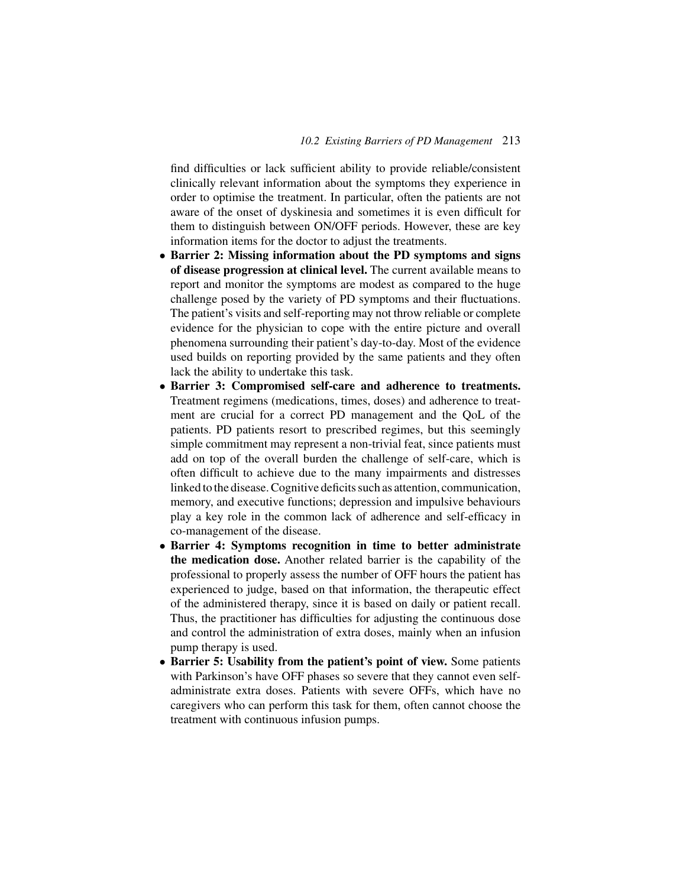find difficulties or lack sufficient ability to provide reliable/consistent clinically relevant information about the symptoms they experience in order to optimise the treatment. In particular, often the patients are not aware of the onset of dyskinesia and sometimes it is even difficult for them to distinguish between ON/OFF periods. However, these are key information items for the doctor to adjust the treatments.

- **Barrier 2: Missing information about the PD symptoms and signs of disease progression at clinical level.** The current available means to report and monitor the symptoms are modest as compared to the huge challenge posed by the variety of PD symptoms and their fluctuations. The patient's visits and self-reporting may not throw reliable or complete evidence for the physician to cope with the entire picture and overall phenomena surrounding their patient's day-to-day. Most of the evidence used builds on reporting provided by the same patients and they often lack the ability to undertake this task.
- **Barrier 3: Compromised self-care and adherence to treatments.** Treatment regimens (medications, times, doses) and adherence to treatment are crucial for a correct PD management and the QoL of the patients. PD patients resort to prescribed regimes, but this seemingly simple commitment may represent a non-trivial feat, since patients must add on top of the overall burden the challenge of self-care, which is often difficult to achieve due to the many impairments and distresses linked to the disease. Cognitive deficits such as attention, communication, memory, and executive functions; depression and impulsive behaviours play a key role in the common lack of adherence and self-efficacy in co-management of the disease.
- **Barrier 4: Symptoms recognition in time to better administrate the medication dose.** Another related barrier is the capability of the professional to properly assess the number of OFF hours the patient has experienced to judge, based on that information, the therapeutic effect of the administered therapy, since it is based on daily or patient recall. Thus, the practitioner has difficulties for adjusting the continuous dose and control the administration of extra doses, mainly when an infusion pump therapy is used.
- **Barrier 5: Usability from the patient's point of view.** Some patients with Parkinson's have OFF phases so severe that they cannot even self-administrate extra doses. Patients with severe OFFs, which have no caregivers who can perform this task for them, often cannot choose the treatment with continuous infusion pumps.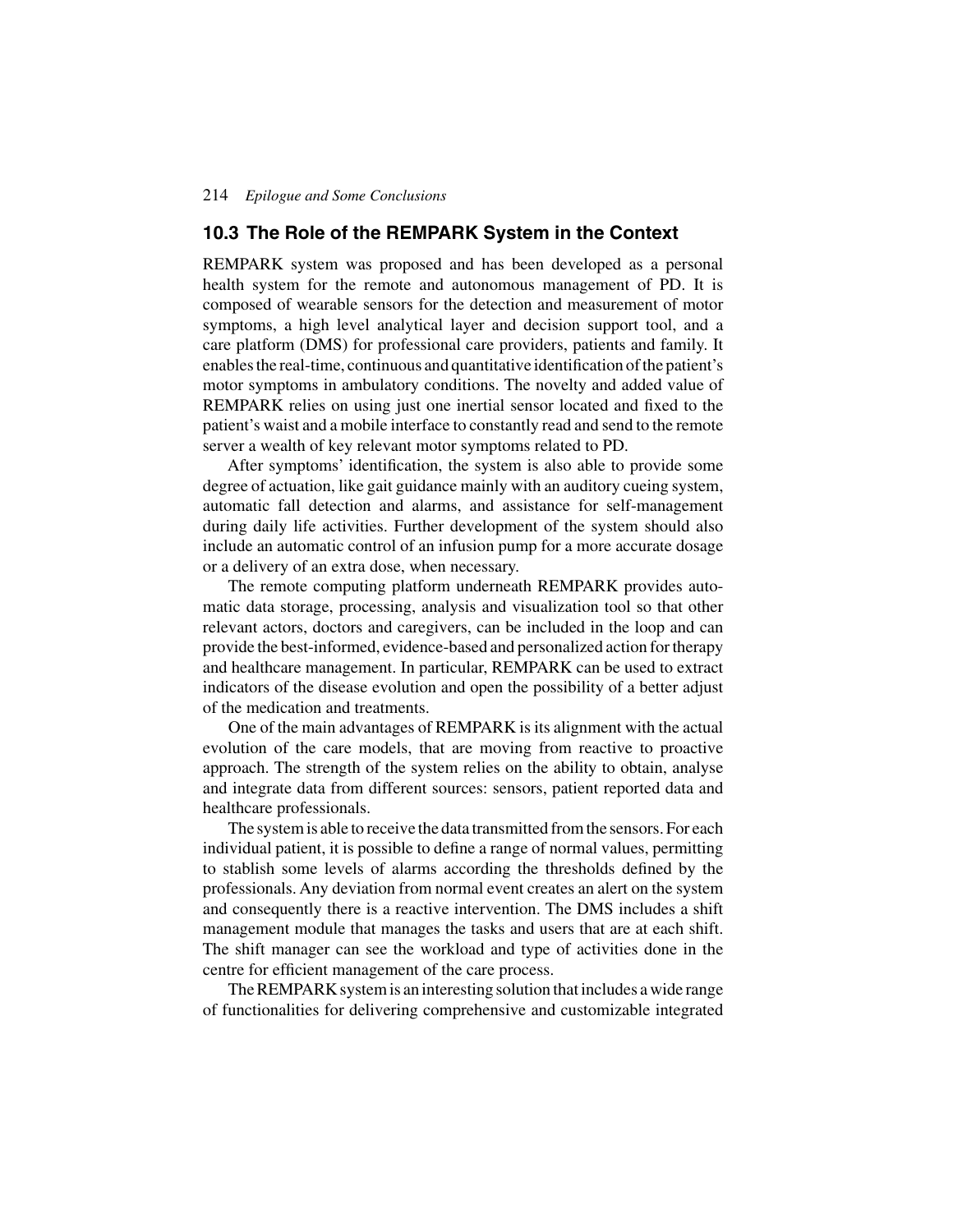## 10.3 The Role of the REMPARK System in the Context

REMPARK system was proposed and has been developed as a personal health system for the remote and autonomous management of PD. It is composed of wearable sensors for the detection and measurement of motor symptoms, a high level analytical layer and decision support tool, and a care platform (DMS) for professional care providers, patients and family. It enables the real-time, continuous and quantitative identification of the patient's motor symptoms in ambulatory conditions. The novelty and added value of REMPARK relies on using just one inertial sensor located and fixed to the patient's waist and a mobile interface to constantly read and send to the remote server a wealth of key relevant motor symptoms related to PD.

After symptoms' identification, the system is also able to provide some degree of actuation, like gait guidance mainly with an auditory cueing system, automatic fall detection and alarms, and assistance for self-management during daily life activities. Further development of the system should also include an automatic control of an infusion pump for a more accurate dosage or a delivery of an extra dose, when necessary.

The remote computing platform underneath REMPARK provides automatic data storage, processing, analysis and visualization tool so that other relevant actors, doctors and caregivers, can be included in the loop and can provide the best-informed, evidence-based and personalized action for therapy and healthcare management. In particular, REMPARK can be used to extract indicators of the disease evolution and open the possibility of a better adjust of the medication and treatments.

One of the main advantages of REMPARK is its alignment with the actual evolution of the care models, that are moving from reactive to proactive approach. The strength of the system relies on the ability to obtain, analyse and integrate data from different sources: sensors, patient reported data and healthcare professionals.

The system is able to receive the data transmitted from the sensors. For each individual patient, it is possible to define a range of normal values, permitting to stablish some levels of alarms according the thresholds defined by the professionals. Any deviation from normal event creates an alert on the system and consequently there is a reactive intervention. The DMS includes a shift management module that manages the tasks and users that are at each shift. The shift manager can see the workload and type of activities done in the centre for efficient management of the care process.

The REMPARK system is an interesting solution that includes a wide range of functionalities for delivering comprehensive and customizable integrated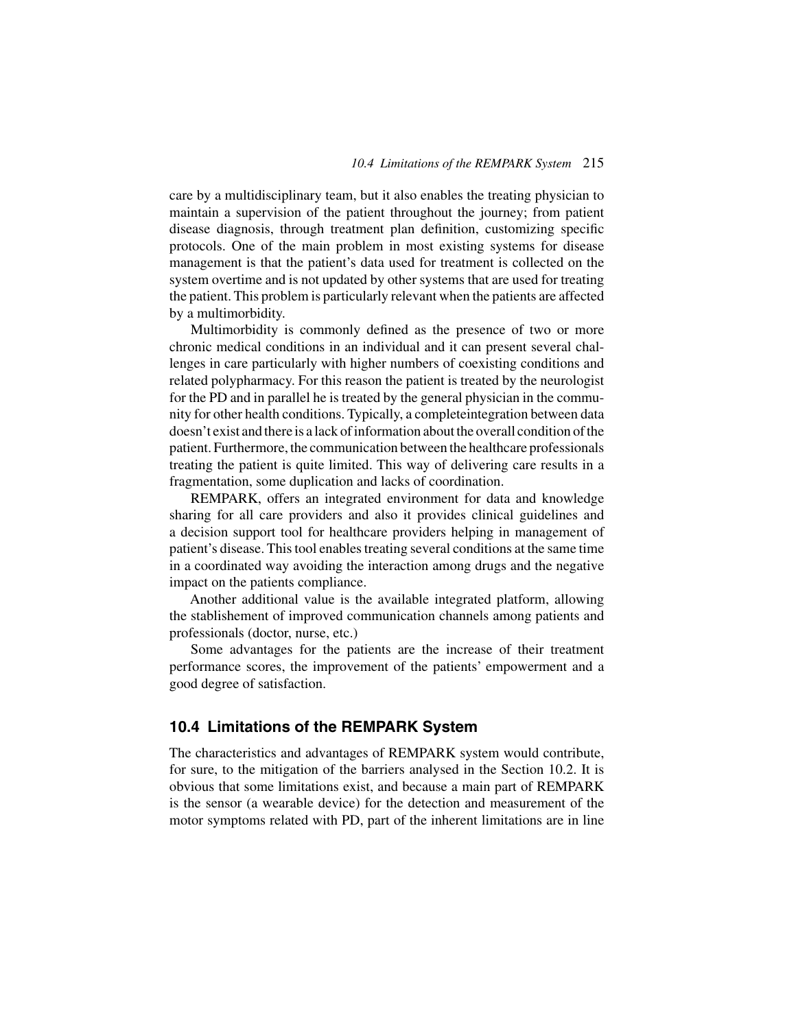care by a multidisciplinary team, but it also enables the treating physician to maintain a supervision of the patient throughout the journey; from patient disease diagnosis, through treatment plan definition, customizing specific protocols. One of the main problem in most existing systems for disease management is that the patient's data used for treatment is collected on the system overtime and is not updated by other systems that are used for treating the patient. This problem is particularly relevant when the patients are affected by a multimorbidity.

Multimorbidity is commonly defined as the presence of two or more chronic medical conditions in an individual and it can present several challenges in care particularly with higher numbers of coexisting conditions and related polypharmacy. For this reason the patient is treated by the neurologist for the PD and in parallel he is treated by the general physician in the community for other health conditions. Typically, a completeintegration between data doesn't exist and there is a lack of information about the overall condition of the patient. Furthermore, the communication between the healthcare professionals treating the patient is quite limited. This way of delivering care results in a fragmentation, some duplication and lacks of coordination.

REMPARK, offers an integrated environment for data and knowledge sharing for all care providers and also it provides clinical guidelines and a decision support tool for healthcare providers helping in management of patient's disease. This tool enables treating several conditions at the same time in a coordinated way avoiding the interaction among drugs and the negative impact on the patients compliance.

Another additional value is the available integrated platform, allowing the stablishement of improved communication channels among patients and professionals (doctor, nurse, etc.)

Some advantages for the patients are the increase of their treatment performance scores, the improvement of the patients' empowerment and a good degree of satisfaction.

## 10.4 Limitations of the REMPARK System

The characteristics and advantages of REMPARK system would contribute, for sure, to the mitigation of the barriers analysed in the Section 10.2. It is obvious that some limitations exist, and because a main part of REMPARK is the sensor (a wearable device) for the detection and measurement of the motor symptoms related with PD, part of the inherent limitations are in line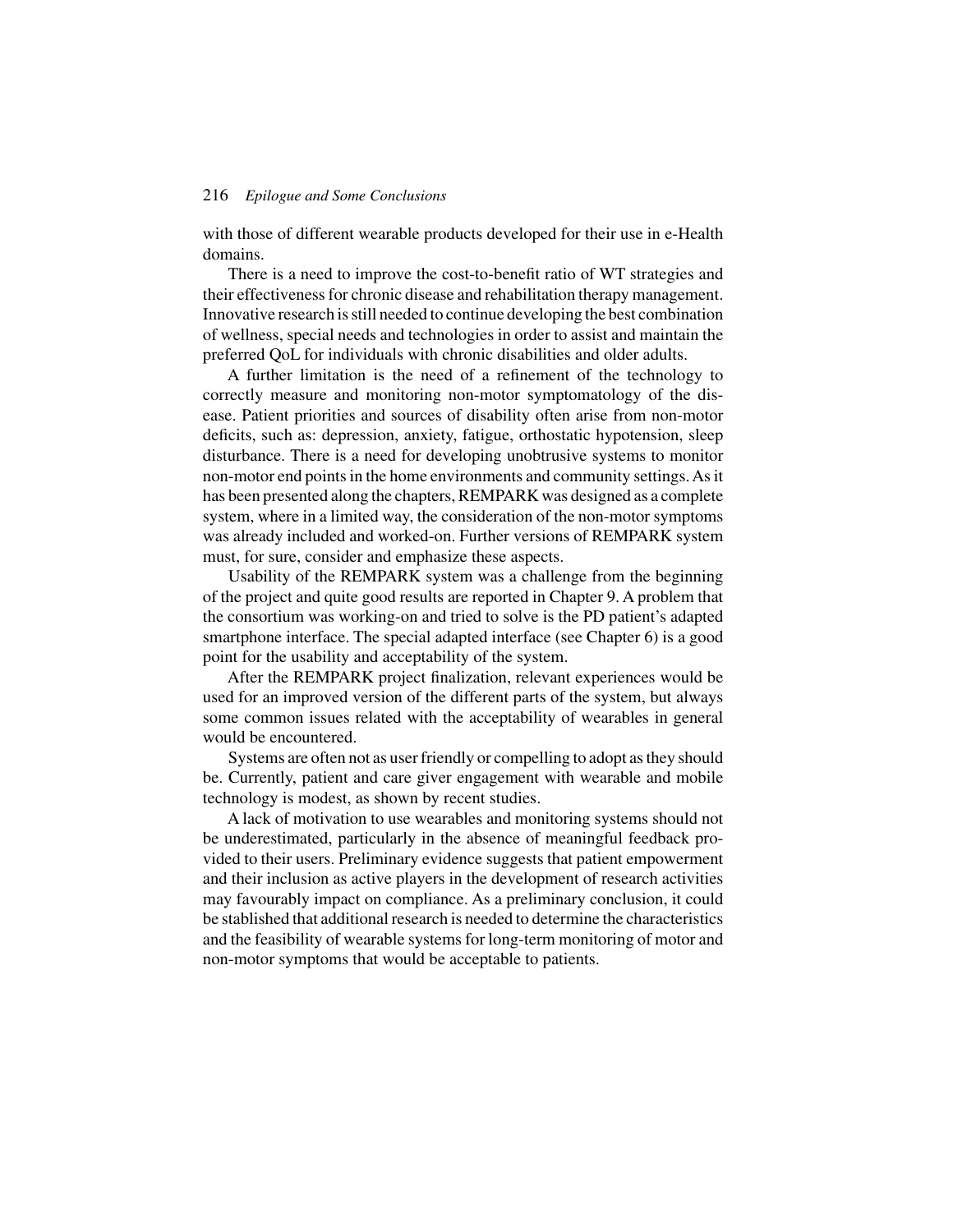with those of different wearable products developed for their use in e-Health domains.

There is a need to improve the cost-to-benefit ratio of WT strategies and their effectiveness for chronic disease and rehabilitation therapy management. Innovative research is still needed to continue developing the best combination of wellness, special needs and technologies in order to assist and maintain the preferred QoL for individuals with chronic disabilities and older adults.

A further limitation is the need of a refinement of the technology to correctly measure and monitoring non-motor symptomatology of the disease. Patient priorities and sources of disability often arise from non-motor deficits, such as: depression, anxiety, fatigue, orthostatic hypotension, sleep disturbance. There is a need for developing unobtrusive systems to monitor non-motor end points in the home environments and community settings. As it has been presented along the chapters, REMPARK was designed as a complete system, where in a limited way, the consideration of the non-motor symptoms was already included and worked-on. Further versions of REMPARK system must, for sure, consider and emphasize these aspects.

Usability of the REMPARK system was a challenge from the beginning of the project and quite good results are reported in Chapter 9. A problem that the consortium was working-on and tried to solve is the PD patient's adapted smartphone interface. The special adapted interface (see Chapter 6) is a good point for the usability and acceptability of the system.

After the REMPARK project finalization, relevant experiences would be used for an improved version of the different parts of the system, but always some common issues related with the acceptability of wearables in general would be encountered.

Systems are often not as user friendly or compelling to adopt as they should be. Currently, patient and care giver engagement with wearable and mobile technology is modest, as shown by recent studies.

A lack of motivation to use wearables and monitoring systems should not be underestimated, particularly in the absence of meaningful feedback provided to their users. Preliminary evidence suggests that patient empowerment and their inclusion as active players in the development of research activities may favourably impact on compliance. As a preliminary conclusion, it could be stablished that additional research is needed to determine the characteristics and the feasibility of wearable systems for long-term monitoring of motor and non-motor symptoms that would be acceptable to patients.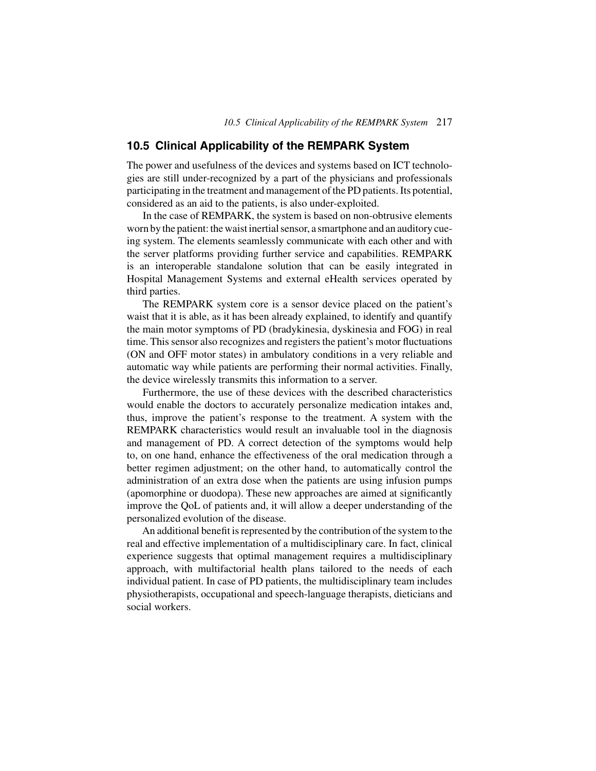## 10.5 Clinical Applicability of the REMPARK System

The power and usefulness of the devices and systems based on ICT technologies are still under-recognized by a part of the physicians and professionals participating in the treatment and management of the PD patients. Its potential, considered as an aid to the patients, is also under-exploited.

In the case of REMPARK, the system is based on non-obtrusive elements worn by the patient: the waist inertial sensor, a smartphone and an auditory cueing system. The elements seamlessly communicate with each other and with the server platforms providing further service and capabilities. REMPARK is an interoperable standalone solution that can be easily integrated in Hospital Management Systems and external eHealth services operated by third parties.

The REMPARK system core is a sensor device placed on the patient's waist that it is able, as it has been already explained, to identify and quantify the main motor symptoms of PD (bradykinesia, dyskinesia and FOG) in real time. This sensor also recognizes and registers the patient's motor fluctuations (ON and OFF motor states) in ambulatory conditions in a very reliable and automatic way while patients are performing their normal activities. Finally, the device wirelessly transmits this information to a server.

Furthermore, the use of these devices with the described characteristics would enable the doctors to accurately personalize medication intakes and, thus, improve the patient's response to the treatment. A system with the REMPARK characteristics would result an invaluable tool in the diagnosis and management of PD. A correct detection of the symptoms would help to, on one hand, enhance the effectiveness of the oral medication through a better regimen adjustment; on the other hand, to automatically control the administration of an extra dose when the patients are using infusion pumps (apomorphine or duodopa). These new approaches are aimed at significantly improve the QoL of patients and, it will allow a deeper understanding of the personalized evolution of the disease.

An additional benefit is represented by the contribution of the system to the real and effective implementation of a multidisciplinary care. In fact, clinical experience suggests that optimal management requires a multidisciplinary approach, with multifactorial health plans tailored to the needs of each individual patient. In case of PD patients, the multidisciplinary team includes physiotherapists, occupational and speech-language therapists, dieticians and social workers.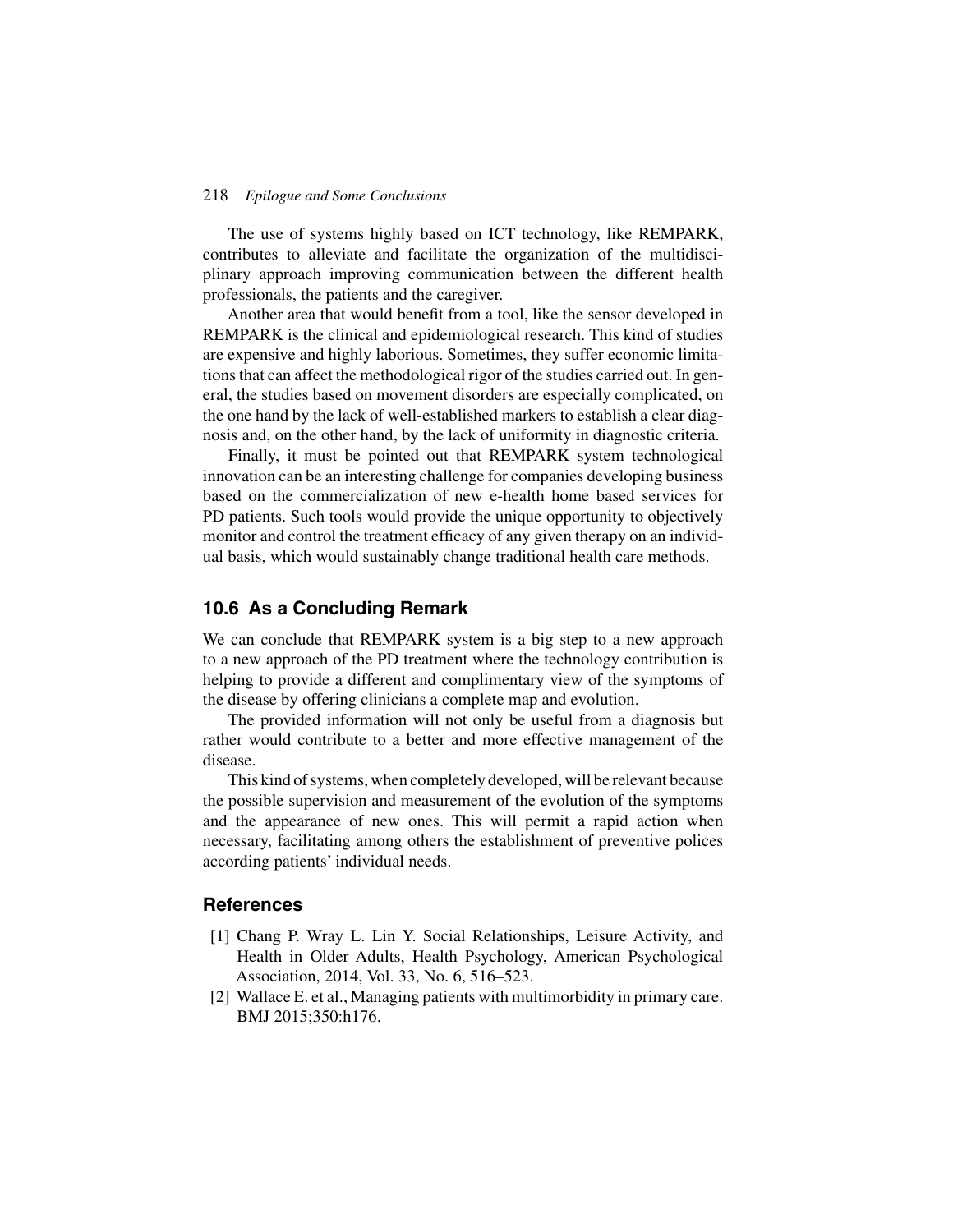The use of systems highly based on ICT technology, like REMPARK, contributes to alleviate and facilitate the organization of the multidisciplinary approach improving communication between the different health professionals, the patients and the caregiver.

Another area that would benefit from a tool, like the sensor developed in REMPARK is the clinical and epidemiological research. This kind of studies are expensive and highly laborious. Sometimes, they suffer economic limitations that can affect the methodological rigor of the studies carried out. In general, the studies based on movement disorders are especially complicated, on the one hand by the lack of well-established markers to establish a clear diagnosis and, on the other hand, by the lack of uniformity in diagnostic criteria.

Finally, it must be pointed out that REMPARK system technological innovation can be an interesting challenge for companies developing business based on the commercialization of new e-health home based services for PD patients. Such tools would provide the unique opportunity to objectively monitor and control the treatment efficacy of any given therapy on an individual basis, which would sustainably change traditional health care methods.

## 10.6 As a Concluding Remark

We can conclude that REMPARK system is a big step to a new approach to a new approach of the PD treatment where the technology contribution is helping to provide a different and complimentary view of the symptoms of the disease by offering clinicians a complete map and evolution.

The provided information will not only be useful from a diagnosis but rather would contribute to a better and more effective management of the disease.

This kind of systems, when completely developed, will be relevant because the possible supervision and measurement of the evolution of the symptoms and the appearance of new ones. This will permit a rapid action when necessary, facilitating among others the establishment of preventive polices according patients' individual needs.

## References

[1] Chang P. Wray L. Lin Y. Social Relationships, Leisure Activity, and Health in Older Adults, Health Psychology, American Psychological Association, 2014, Vol. 33, No. 6, 516–523.

[2] Wallace E. et al., Managing patients with multimorbidity in primary care. BMJ 2015;350:h176.